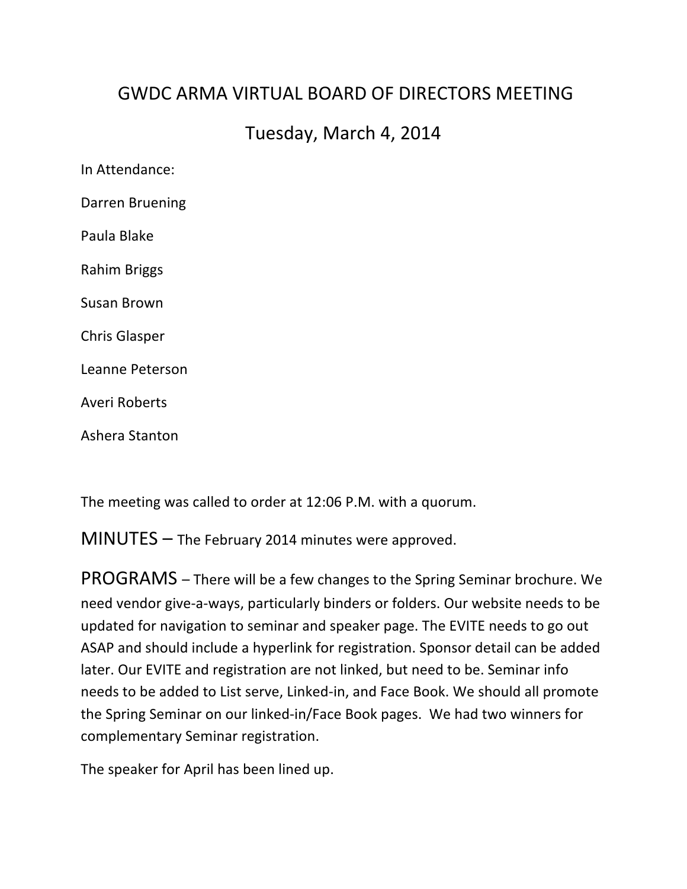# GWDC ARMA VIRTUAL BOARD OF DIRECTORS MEETING

## Tuesday, March 4, 2014

In Attendance:

Darren Bruening

Paula Blake

Rahim Briggs

Susan Brown

Chris Glasper

Leanne Peterson

Averi Roberts

Ashera Stanton

The meeting was called to order at 12:06 P.M. with a quorum.

**MINUTES** – The February 2014 minutes were approved.

**PROGRAMS** – There will be a few changes to the Spring Seminar brochure. We need vendor give-a-ways, particularly binders or folders. Our website needs to be updated for navigation to seminar and speaker page. The EVITE needs to go out ASAP and should include a hyperlink for registration. Sponsor detail can be added later. Our EVITE and registration are not linked, but need to be. Seminar info needs to be added to List serve, Linked-in, and Face Book. We should all promote the Spring Seminar on our linked-in/Face Book pages. We had two winners for complementary Seminar registration.

The speaker for April has been lined up.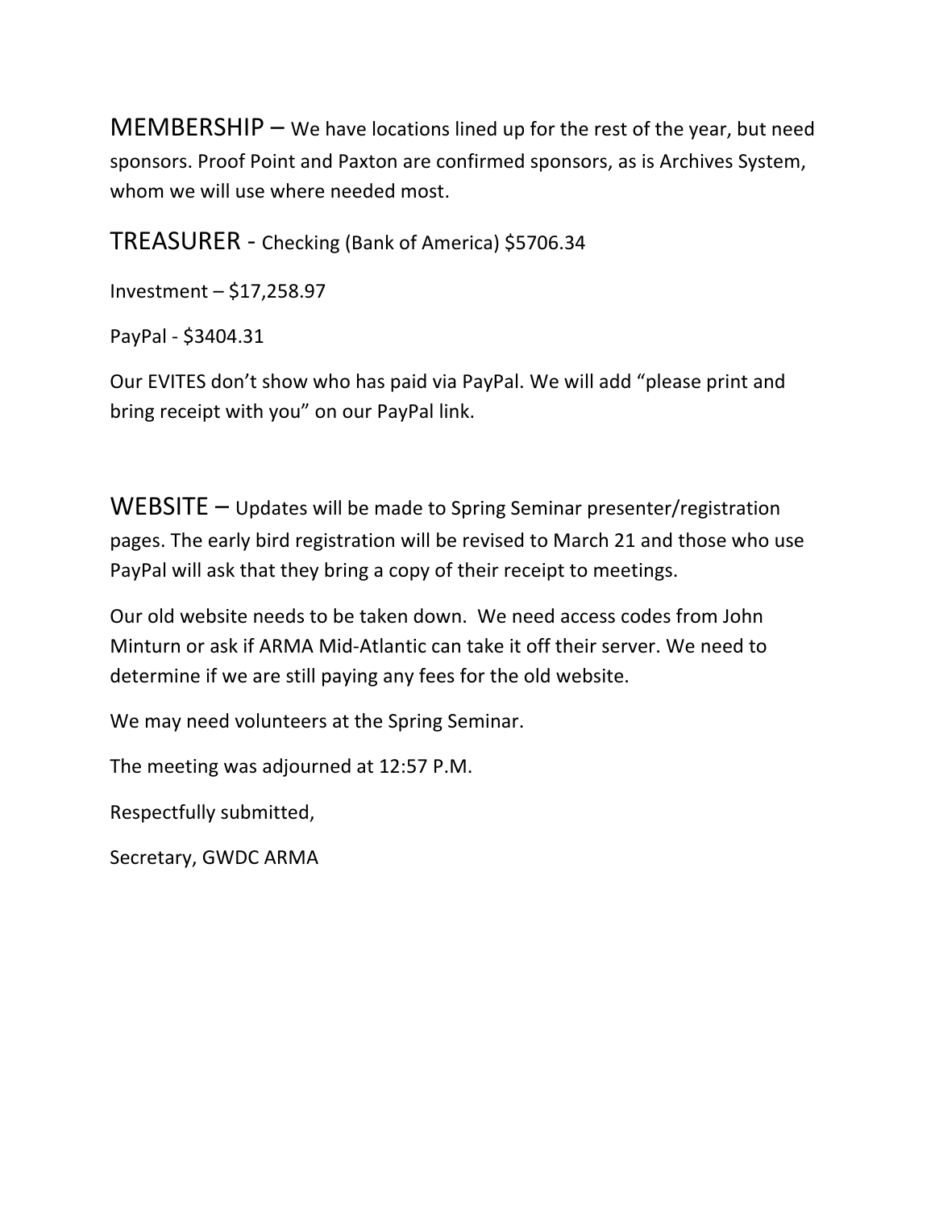MEMBERSHIP – We have locations lined up for the rest of the year, but need sponsors. Proof Point and Paxton are confirmed sponsors, as is Archives System, whom we will use where needed most.

TREASURER - Checking (Bank of America) $5706.34

Investment – $17,258.97

PayPal - $3404.31

Our EVITES don't show who has paid via PayPal. We will add "please print and bring receipt with you" on our PayPal link.

WEBSITE – Updates will be made to Spring Seminar presenter/registration pages. The early bird registration will be revised to March 21 and those who use PayPal will ask that they bring a copy of their receipt to meetings.

Our old website needs to be taken down. We need access codes from John Minturn or ask if ARMA Mid-Atlantic can take it off their server. We need to determine if we are still paying any fees for the old website.

We may need volunteers at the Spring Seminar.

The meeting was adjourned at 12:57 P.M.

Respectfully submitted,

Secretary, GWDC ARMA